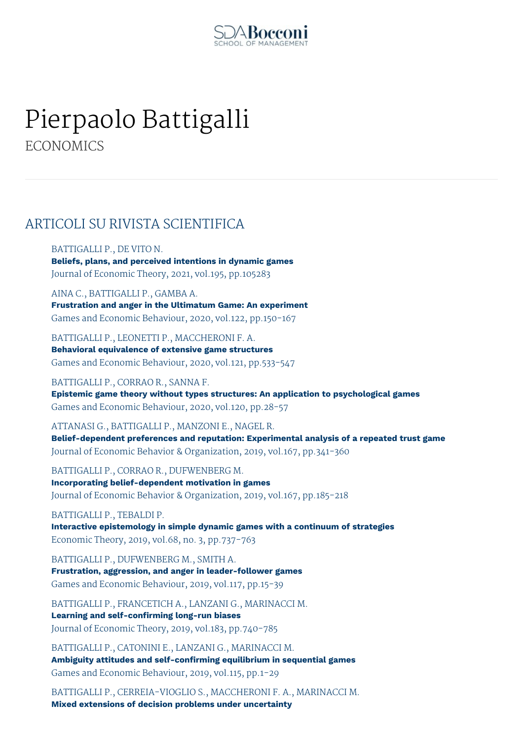# Pierpaolo Battigalli

ECONOMICS

## ARTICOLI SU RIVISTA SCIENTIFICA

BATTIGALLI P., DE VITO N.
**Beliefs, plans, and perceived intentions in dynamic games**
Journal of Economic Theory, 2021, vol.195, pp.105283

AINA C., BATTIGALLI P., GAMBA A.
**Frustration and anger in the Ultimatum Game: An experiment**
Games and Economic Behaviour, 2020, vol.122, pp.150-167

BATTIGALLI P., LEONETTI P., MACCHERONI F. A.
**Behavioral equivalence of extensive game structures**
Games and Economic Behaviour, 2020, vol.121, pp.533-547

BATTIGALLI P., CORRAO R., SANNA F.
**Epistemic game theory without types structures: An application to psychological games**
Games and Economic Behaviour, 2020, vol.120, pp.28-57

ATTANASI G., BATTIGALLI P., MANZONI E., NAGEL R.
**Belief-dependent preferences and reputation: Experimental analysis of a repeated trust game**
Journal of Economic Behavior & Organization, 2019, vol.167, pp.341-360

BATTIGALLI P., CORRAO R., DUFWENBERG M.
**Incorporating belief-dependent motivation in games**
Journal of Economic Behavior & Organization, 2019, vol.167, pp.185-218

BATTIGALLI P., TEBALDI P.
**Interactive epistemology in simple dynamic games with a continuum of strategies**
Economic Theory, 2019, vol.68, no. 3, pp.737-763

BATTIGALLI P., DUFWENBERG M., SMITH A.
**Frustration, aggression, and anger in leader-follower games**
Games and Economic Behaviour, 2019, vol.117, pp.15-39

BATTIGALLI P., FRANCETICH A., LANZANI G., MARINACCI M.
**Learning and self-confirming long-run biases**
Journal of Economic Theory, 2019, vol.183, pp.740-785

BATTIGALLI P., CATONINI E., LANZANI G., MARINACCI M.
**Ambiguity attitudes and self-confirming equilibrium in sequential games**
Games and Economic Behaviour, 2019, vol.115, pp.1-29

BATTIGALLI P., CERREIA-VIOGLIO S., MACCHERONI F. A., MARINACCI M.
**Mixed extensions of decision problems under uncertainty**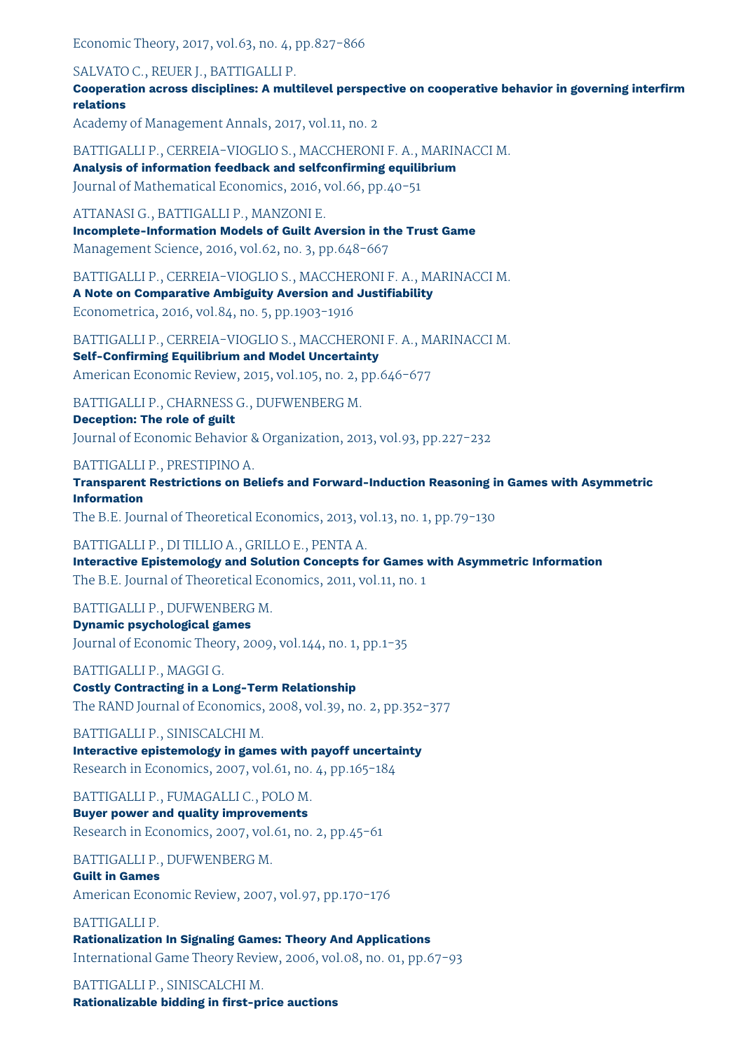Economic Theory, 2017, vol.63, no. 4, pp.827-866

SALVATO C., REUER J., BATTIGALLI P.
**Cooperation across disciplines: A multilevel perspective on cooperative behavior in governing interfirm relations**
Academy of Management Annals, 2017, vol.11, no. 2

BATTIGALLI P., CERREIA-VIOGLIO S., MACCHERONI F. A., MARINACCI M.
**Analysis of information feedback and selfconfirming equilibrium**
Journal of Mathematical Economics, 2016, vol.66, pp.40-51

ATTANASI G., BATTIGALLI P., MANZONI E.
**Incomplete-Information Models of Guilt Aversion in the Trust Game**
Management Science, 2016, vol.62, no. 3, pp.648-667

BATTIGALLI P., CERREIA-VIOGLIO S., MACCHERONI F. A., MARINACCI M.
**A Note on Comparative Ambiguity Aversion and Justifiability**
Econometrica, 2016, vol.84, no. 5, pp.1903-1916

BATTIGALLI P., CERREIA-VIOGLIO S., MACCHERONI F. A., MARINACCI M.
**Self-Confirming Equilibrium and Model Uncertainty**
American Economic Review, 2015, vol.105, no. 2, pp.646-677

BATTIGALLI P., CHARNESS G., DUFWENBERG M.
**Deception: The role of guilt**
Journal of Economic Behavior & Organization, 2013, vol.93, pp.227-232

BATTIGALLI P., PRESTIPINO A.
**Transparent Restrictions on Beliefs and Forward-Induction Reasoning in Games with Asymmetric Information**
The B.E. Journal of Theoretical Economics, 2013, vol.13, no. 1, pp.79-130

BATTIGALLI P., DI TILLIO A., GRILLO E., PENTA A.
**Interactive Epistemology and Solution Concepts for Games with Asymmetric Information**
The B.E. Journal of Theoretical Economics, 2011, vol.11, no. 1

BATTIGALLI P., DUFWENBERG M.
**Dynamic psychological games**
Journal of Economic Theory, 2009, vol.144, no. 1, pp.1-35

BATTIGALLI P., MAGGI G.
**Costly Contracting in a Long-Term Relationship**
The RAND Journal of Economics, 2008, vol.39, no. 2, pp.352-377

BATTIGALLI P., SINISCALCHI M.
**Interactive epistemology in games with payoff uncertainty**
Research in Economics, 2007, vol.61, no. 4, pp.165-184

BATTIGALLI P., FUMAGALLI C., POLO M.
**Buyer power and quality improvements**
Research in Economics, 2007, vol.61, no. 2, pp.45-61

BATTIGALLI P., DUFWENBERG M.
**Guilt in Games**
American Economic Review, 2007, vol.97, pp.170-176

BATTIGALLI P.
**Rationalization In Signaling Games: Theory And Applications**
International Game Theory Review, 2006, vol.08, no. 01, pp.67-93

BATTIGALLI P., SINISCALCHI M.
**Rationalizable bidding in first-price auctions**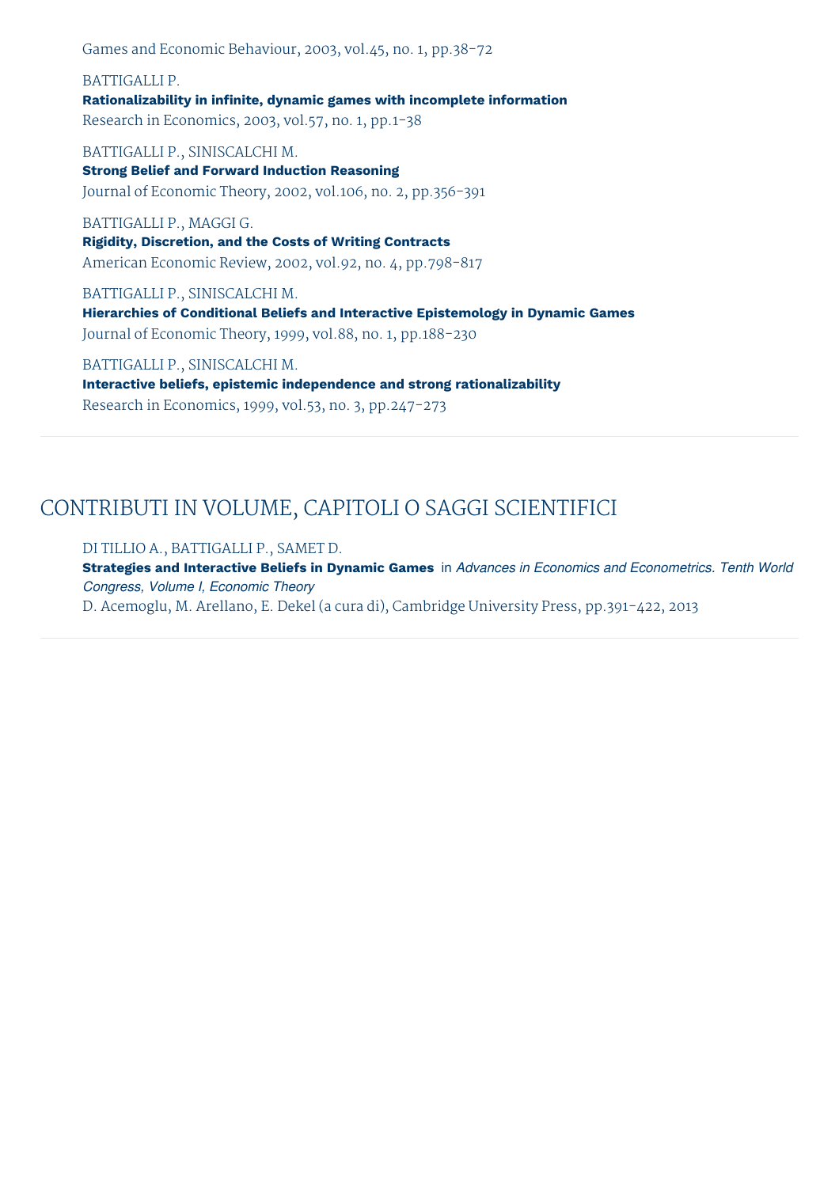Games and Economic Behaviour, 2003, vol.45, no. 1, pp.38-72

BATTIGALLI P.
**Rationalizability in infinite, dynamic games with incomplete information**
Research in Economics, 2003, vol.57, no. 1, pp.1-38

BATTIGALLI P., SINISCALCHI M.
**Strong Belief and Forward Induction Reasoning**
Journal of Economic Theory, 2002, vol.106, no. 2, pp.356-391

BATTIGALLI P., MAGGI G.
**Rigidity, Discretion, and the Costs of Writing Contracts**
American Economic Review, 2002, vol.92, no. 4, pp.798-817

BATTIGALLI P., SINISCALCHI M.
**Hierarchies of Conditional Beliefs and Interactive Epistemology in Dynamic Games**
Journal of Economic Theory, 1999, vol.88, no. 1, pp.188-230

BATTIGALLI P., SINISCALCHI M.
**Interactive beliefs, epistemic independence and strong rationalizability**
Research in Economics, 1999, vol.53, no. 3, pp.247-273

## CONTRIBUTI IN VOLUME, CAPITOLI O SAGGI SCIENTIFICI

DI TILLIO A., BATTIGALLI P., SAMET D.
**Strategies and Interactive Beliefs in Dynamic Games** in *Advances in Economics and Econometrics. Tenth World Congress, Volume I, Economic Theory*
D. Acemoglu, M. Arellano, E. Dekel (a cura di), Cambridge University Press, pp.391-422, 2013